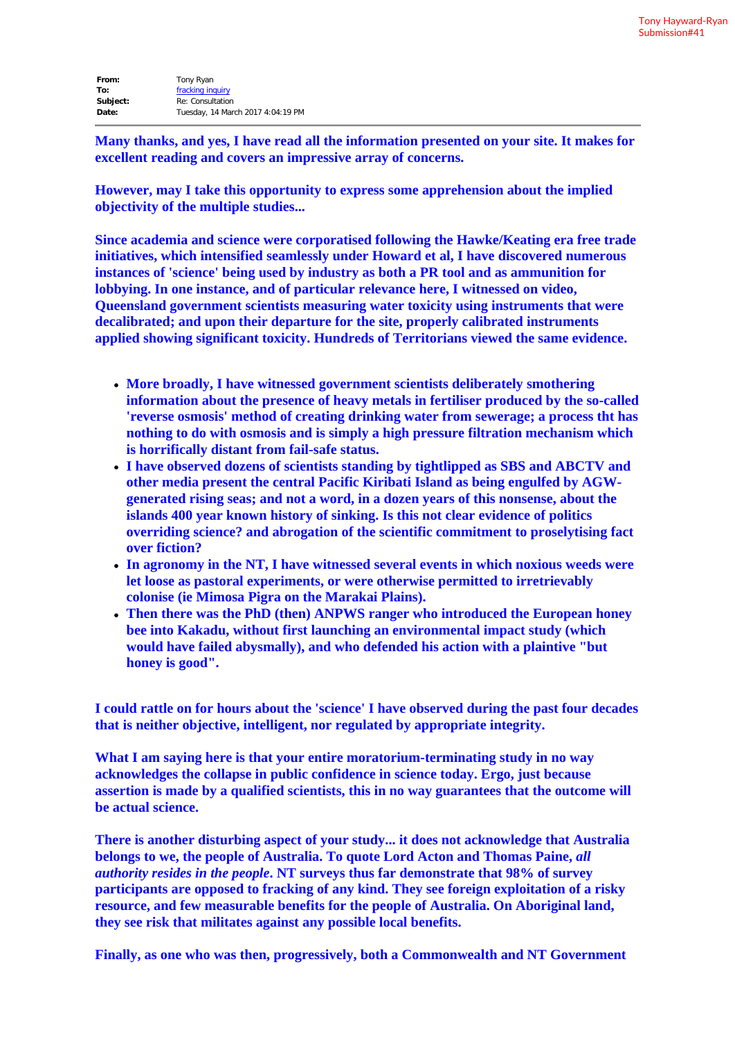Tony Hayward-Ryan
Submission#41

**From:** Tony Ryan
**To:** fracking inquiry
**Subject:** Re: Consultation
**Date:** Tuesday, 14 March 2017 4:04:19 PM

---

**Many thanks, and yes, I have read all the information presented on your site. It makes for excellent reading and covers an impressive array of concerns.**

**However, may I take this opportunity to express some apprehension about the implied objectivity of the multiple studies...**

**Since academia and science were corporatised following the Hawke/Keating era free trade initiatives, which intensified seamlessly under Howard et al, I have discovered numerous instances of 'science' being used by industry as both a PR tool and as ammunition for lobbying. In one instance, and of particular relevance here, I witnessed on video, Queensland government scientists measuring water toxicity using instruments that were decalibrated; and upon their departure for the site, properly calibrated instruments applied showing significant toxicity. Hundreds of Territorians viewed the same evidence.**

- **More broadly, I have witnessed government scientists deliberately smothering information about the presence of heavy metals in fertiliser produced by the so-called 'reverse osmosis' method of creating drinking water from sewerage; a process tht has nothing to do with osmosis and is simply a high pressure filtration mechanism which is horrifically distant from fail-safe status.**
- **I have observed dozens of scientists standing by tightlipped as SBS and ABCTV and other media present the central Pacific Kiribati Island as being engulfed by AGW-generated rising seas; and not a word, in a dozen years of this nonsense, about the islands 400 year known history of sinking. Is this not clear evidence of politics overriding science? and abrogation of the scientific commitment to proselytising fact over fiction?**
- **In agronomy in the NT, I have witnessed several events in which noxious weeds were let loose as pastoral experiments, or were otherwise permitted to irretrievably colonise (ie Mimosa Pigra on the Marakai Plains).**
- **Then there was the PhD (then) ANPWS ranger who introduced the European honey bee into Kakadu, without first launching an environmental impact study (which would have failed abysmally), and who defended his action with a plaintive "but honey is good".**

**I could rattle on for hours about the 'science' I have observed during the past four decades that is neither objective, intelligent, nor regulated by appropriate integrity.**

**What I am saying here is that your entire moratorium-terminating study in no way acknowledges the collapse in public confidence in science today. Ergo, just because assertion is made by a qualified scientists, this in no way guarantees that the outcome will be actual science.**

**There is another disturbing aspect of your study... it does not acknowledge that Australia belongs to we, the people of Australia. To quote Lord Acton and Thomas Paine, *all authority resides in the people*. NT surveys thus far demonstrate that 98% of survey participants are opposed to fracking of any kind. They see foreign exploitation of a risky resource, and few measurable benefits for the people of Australia. On Aboriginal land, they see risk that militates against any possible local benefits.**

**Finally, as one who was then, progressively, both a Commonwealth and NT Government**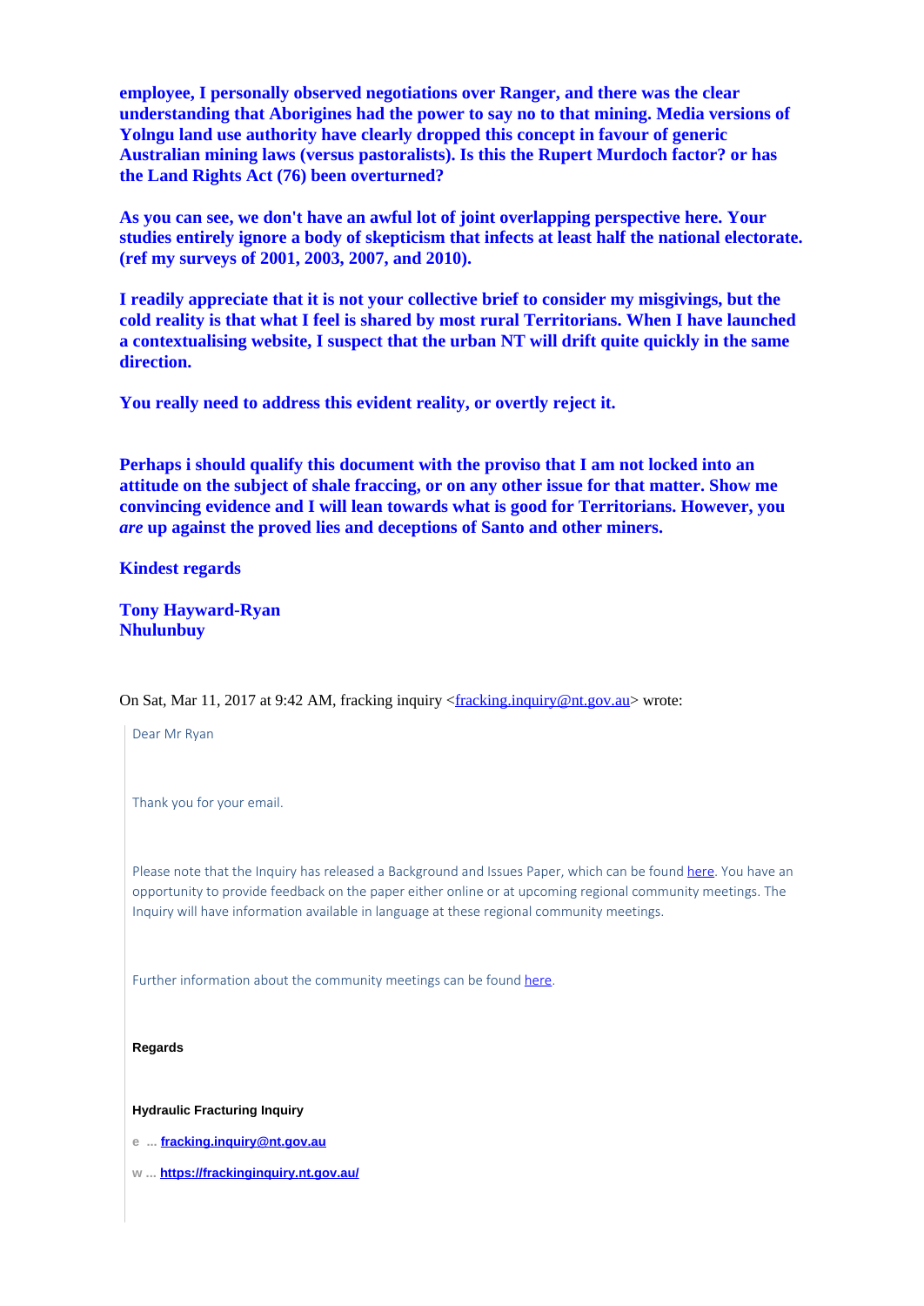**employee, I personally observed negotiations over Ranger, and there was the clear understanding that Aborigines had the power to say no to that mining. Media versions of Yolngu land use authority have clearly dropped this concept in favour of generic Australian mining laws (versus pastoralists). Is this the Rupert Murdoch factor? or has the Land Rights Act (76) been overturned?**

**As you can see, we don't have an awful lot of joint overlapping perspective here. Your studies entirely ignore a body of skepticism that infects at least half the national electorate. (ref my surveys of 2001, 2003, 2007, and 2010).**

**I readily appreciate that it is not your collective brief to consider my misgivings, but the cold reality is that what I feel is shared by most rural Territorians. When I have launched a contextualising website, I suspect that the urban NT will drift quite quickly in the same direction.**

**You really need to address this evident reality, or overtly reject it.**

**Perhaps i should qualify this document with the proviso that I am not locked into an attitude on the subject of shale fraccing, or on any other issue for that matter. Show me convincing evidence and I will lean towards what is good for Territorians. However, you *are* up against the proved lies and deceptions of Santo and other miners.**

**Kindest regards**

**Tony Hayward-Ryan**
**Nhulunbuy**

On Sat, Mar 11, 2017 at 9:42 AM, fracking inquiry <fracking.inquiry@nt.gov.au> wrote:

> Dear Mr Ryan
>
> Thank you for your email.
>
> Please note that the Inquiry has released a Background and Issues Paper, which can be found here. You have an opportunity to provide feedback on the paper either online or at upcoming regional community meetings. The Inquiry will have information available in language at these regional community meetings.
>
> Further information about the community meetings can be found here.
>
> **Regards**
>
> **Hydraulic Fracturing Inquiry**
>
> e ... **fracking.inquiry@nt.gov.au**
>
> w ... **https://frackinginquiry.nt.gov.au/**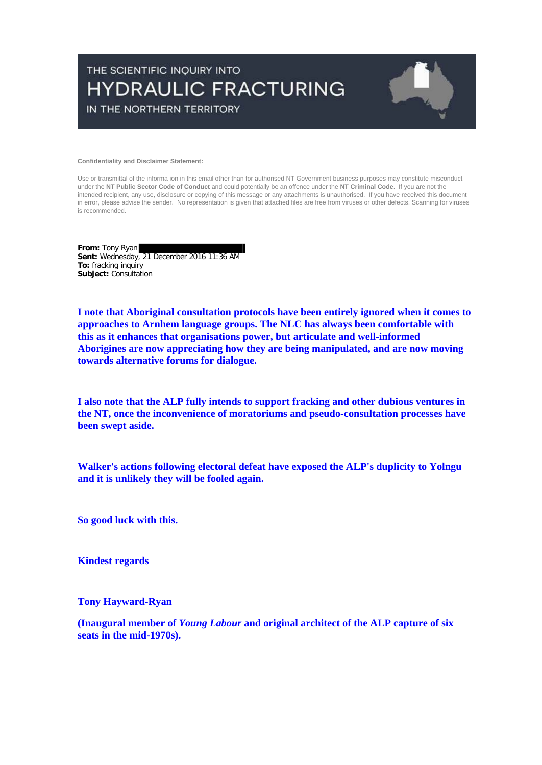# THE SCIENTIFIC INQUIRY INTO HYDRAULIC FRACTURING IN THE NORTHERN TERRITORY

**Confidentiality and Disclaimer Statement:**

Use or transmittal of the informa ion in this email other than for authorised NT Government business purposes may constitute misconduct under the **NT Public Sector Code of Conduct** and could potentially be an offence under the **NT Criminal Code**. If you are not the intended recipient, any use, disclosure or copying of this message or any attachments is unauthorised. If you have received this document in error, please advise the sender. No representation is given that attached files are free from viruses or other defects. Scanning for viruses is recommended.

**From:** Tony Ryan
**Sent:** Wednesday, 21 December 2016 11:36 AM
**To:** fracking inquiry
**Subject:** Consultation

**I note that Aboriginal consultation protocols have been entirely ignored when it comes to approaches to Arnhem language groups. The NLC has always been comfortable with this as it enhances that organisations power, but articulate and well-informed Aborigines are now appreciating how they are being manipulated, and are now moving towards alternative forums for dialogue.**

**I also note that the ALP fully intends to support fracking and other dubious ventures in the NT, once the inconvenience of moratoriums and pseudo-consultation processes have been swept aside.**

**Walker's actions following electoral defeat have exposed the ALP's duplicity to Yolngu and it is unlikely they will be fooled again.**

**So good luck with this.**

**Kindest regards**

**Tony Hayward-Ryan**

**(Inaugural member of *Young Labour* and original architect of the ALP capture of six seats in the mid-1970s).**